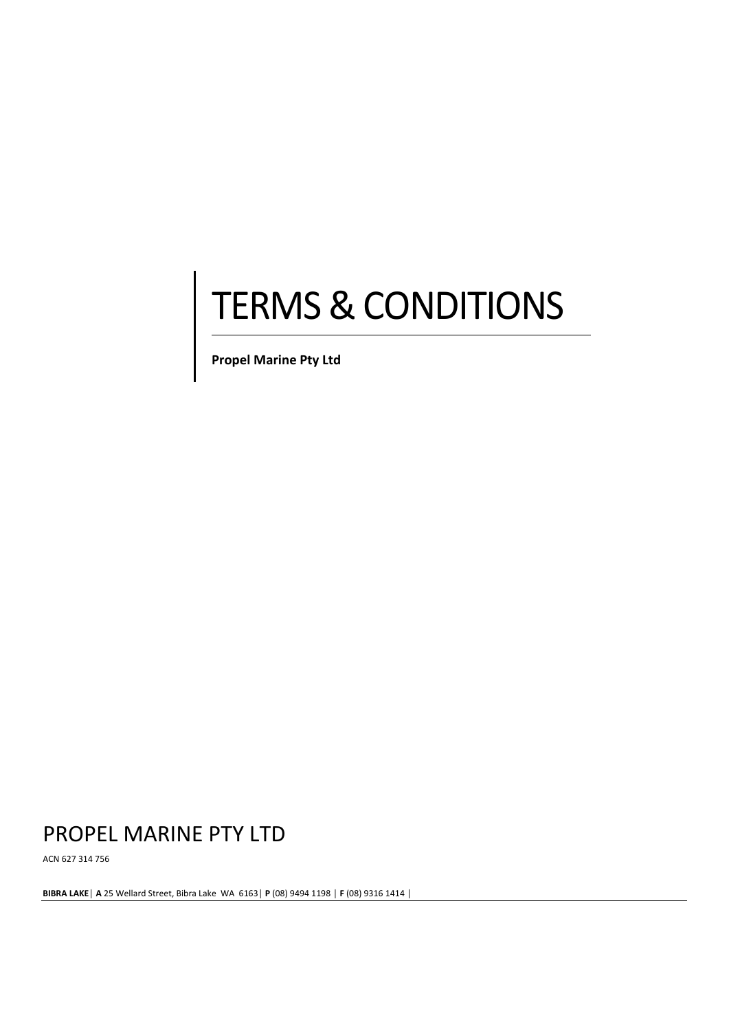# TERMS & CONDITIONS

**Propel Marine Pty Ltd**

PROPEL MARINE PTY LTD

ACN 627 314 756

**BIBRA LAKE** | **A** 25 Wellard Street, Bibra Lake WA 6163 | **P** (08) 9494 1198 | **F** (08) 9316 1414 |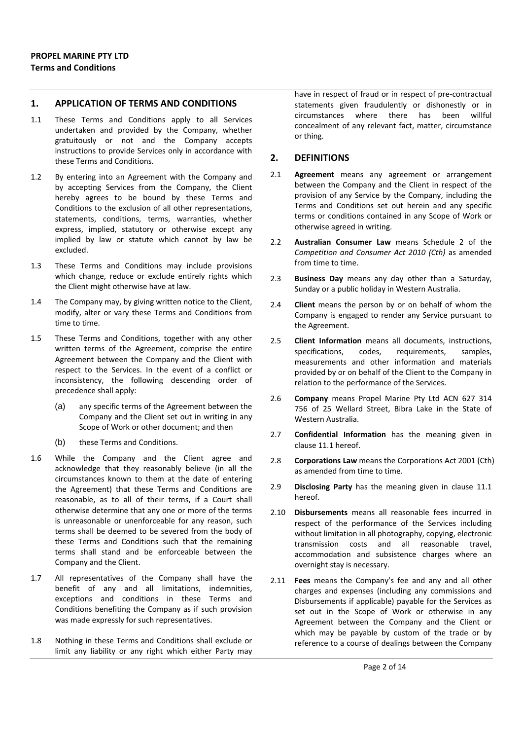**PROPEL MARINE PTY LTD**
**Terms and Conditions**

## 1. APPLICATION OF TERMS AND CONDITIONS

1.1 These Terms and Conditions apply to all Services undertaken and provided by the Company, whether gratuitously or not and the Company accepts instructions to provide Services only in accordance with these Terms and Conditions.

1.2 By entering into an Agreement with the Company and by accepting Services from the Company, the Client hereby agrees to be bound by these Terms and Conditions to the exclusion of all other representations, statements, conditions, terms, warranties, whether express, implied, statutory or otherwise except any implied by law or statute which cannot by law be excluded.

1.3 These Terms and Conditions may include provisions which change, reduce or exclude entirely rights which the Client might otherwise have at law.

1.4 The Company may, by giving written notice to the Client, modify, alter or vary these Terms and Conditions from time to time.

1.5 These Terms and Conditions, together with any other written terms of the Agreement, comprise the entire Agreement between the Company and the Client with respect to the Services. In the event of a conflict or inconsistency, the following descending order of precedence shall apply:

(a) any specific terms of the Agreement between the Company and the Client set out in writing in any Scope of Work or other document; and then

(b) these Terms and Conditions.

1.6 While the Company and the Client agree and acknowledge that they reasonably believe (in all the circumstances known to them at the date of entering the Agreement) that these Terms and Conditions are reasonable, as to all of their terms, if a Court shall otherwise determine that any one or more of the terms is unreasonable or unenforceable for any reason, such terms shall be deemed to be severed from the body of these Terms and Conditions such that the remaining terms shall stand and be enforceable between the Company and the Client.

1.7 All representatives of the Company shall have the benefit of any and all limitations, indemnities, exceptions and conditions in these Terms and Conditions benefiting the Company as if such provision was made expressly for such representatives.

1.8 Nothing in these Terms and Conditions shall exclude or limit any liability or any right which either Party may have in respect of fraud or in respect of pre-contractual statements given fraudulently or dishonestly or in circumstances where there has been willful concealment of any relevant fact, matter, circumstance or thing.

## 2. DEFINITIONS

2.1 **Agreement** means any agreement or arrangement between the Company and the Client in respect of the provision of any Service by the Company, including the Terms and Conditions set out herein and any specific terms or conditions contained in any Scope of Work or otherwise agreed in writing.

2.2 **Australian Consumer Law** means Schedule 2 of the *Competition and Consumer Act 2010 (Cth)* as amended from time to time.

2.3 **Business Day** means any day other than a Saturday, Sunday or a public holiday in Western Australia.

2.4 **Client** means the person by or on behalf of whom the Company is engaged to render any Service pursuant to the Agreement.

2.5 **Client Information** means all documents, instructions, specifications, codes, requirements, samples, measurements and other information and materials provided by or on behalf of the Client to the Company in relation to the performance of the Services.

2.6 **Company** means Propel Marine Pty Ltd ACN 627 314 756 of 25 Wellard Street, Bibra Lake in the State of Western Australia.

2.7 **Confidential Information** has the meaning given in clause 11.1 hereof.

2.8 **Corporations Law** means the Corporations Act 2001 (Cth) as amended from time to time.

2.9 **Disclosing Party** has the meaning given in clause 11.1 hereof.

2.10 **Disbursements** means all reasonable fees incurred in respect of the performance of the Services including without limitation in all photography, copying, electronic transmission costs and all reasonable travel, accommodation and subsistence charges where an overnight stay is necessary.

2.11 **Fees** means the Company's fee and any and all other charges and expenses (including any commissions and Disbursements if applicable) payable for the Services as set out in the Scope of Work or otherwise in any Agreement between the Company and the Client or which may be payable by custom of the trade or by reference to a course of dealings between the Company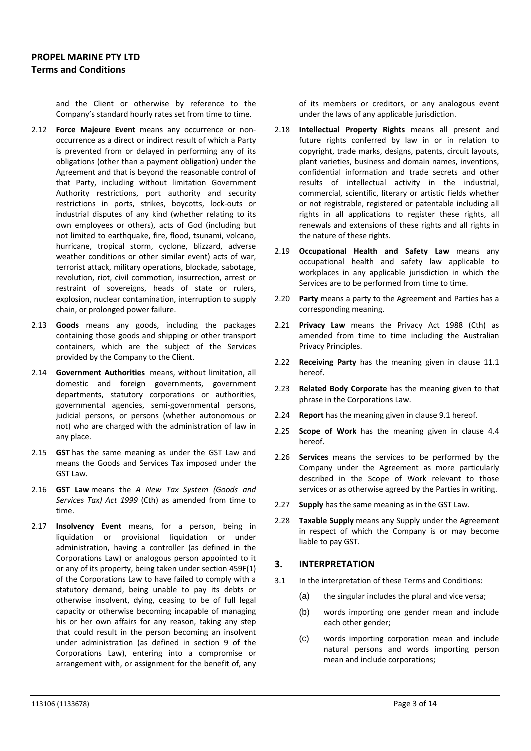and the Client or otherwise by reference to the Company's standard hourly rates set from time to time.

2.12 **Force Majeure Event** means any occurrence or non-occurrence as a direct or indirect result of which a Party is prevented from or delayed in performing any of its obligations (other than a payment obligation) under the Agreement and that is beyond the reasonable control of that Party, including without limitation Government Authority restrictions, port authority and security restrictions in ports, strikes, boycotts, lock-outs or industrial disputes of any kind (whether relating to its own employees or others), acts of God (including but not limited to earthquake, fire, flood, tsunami, volcano, hurricane, tropical storm, cyclone, blizzard, adverse weather conditions or other similar event) acts of war, terrorist attack, military operations, blockade, sabotage, revolution, riot, civil commotion, insurrection, arrest or restraint of sovereigns, heads of state or rulers, explosion, nuclear contamination, interruption to supply chain, or prolonged power failure.

2.13 **Goods** means any goods, including the packages containing those goods and shipping or other transport containers, which are the subject of the Services provided by the Company to the Client.

2.14 **Government Authorities** means, without limitation, all domestic and foreign governments, government departments, statutory corporations or authorities, governmental agencies, semi-governmental persons, judicial persons, or persons (whether autonomous or not) who are charged with the administration of law in any place.

2.15 **GST** has the same meaning as under the GST Law and means the Goods and Services Tax imposed under the GST Law.

2.16 **GST Law** means the *A New Tax System (Goods and Services Tax) Act 1999* (Cth) as amended from time to time.

2.17 **Insolvency Event** means, for a person, being in liquidation or provisional liquidation or under administration, having a controller (as defined in the Corporations Law) or analogous person appointed to it or any of its property, being taken under section 459F(1) of the Corporations Law to have failed to comply with a statutory demand, being unable to pay its debts or otherwise insolvent, dying, ceasing to be of full legal capacity or otherwise becoming incapable of managing his or her own affairs for any reason, taking any step that could result in the person becoming an insolvent under administration (as defined in section 9 of the Corporations Law), entering into a compromise or arrangement with, or assignment for the benefit of, any of its members or creditors, or any analogous event under the laws of any applicable jurisdiction.

2.18 **Intellectual Property Rights** means all present and future rights conferred by law in or in relation to copyright, trade marks, designs, patents, circuit layouts, plant varieties, business and domain names, inventions, confidential information and trade secrets and other results of intellectual activity in the industrial, commercial, scientific, literary or artistic fields whether or not registrable, registered or patentable including all rights in all applications to register these rights, all renewals and extensions of these rights and all rights in the nature of these rights.

2.19 **Occupational Health and Safety Law** means any occupational health and safety law applicable to workplaces in any applicable jurisdiction in which the Services are to be performed from time to time.

2.20 **Party** means a party to the Agreement and Parties has a corresponding meaning.

2.21 **Privacy Law** means the Privacy Act 1988 (Cth) as amended from time to time including the Australian Privacy Principles.

2.22 **Receiving Party** has the meaning given in clause 11.1 hereof.

2.23 **Related Body Corporate** has the meaning given to that phrase in the Corporations Law.

2.24 **Report** has the meaning given in clause 9.1 hereof.

2.25 **Scope of Work** has the meaning given in clause 4.4 hereof.

2.26 **Services** means the services to be performed by the Company under the Agreement as more particularly described in the Scope of Work relevant to those services or as otherwise agreed by the Parties in writing.

2.27 **Supply** has the same meaning as in the GST Law.

2.28 **Taxable Supply** means any Supply under the Agreement in respect of which the Company is or may become liable to pay GST.

## 3. INTERPRETATION

3.1 In the interpretation of these Terms and Conditions:

(a) the singular includes the plural and vice versa;

(b) words importing one gender mean and include each other gender;

(c) words importing corporation mean and include natural persons and words importing person mean and include corporations;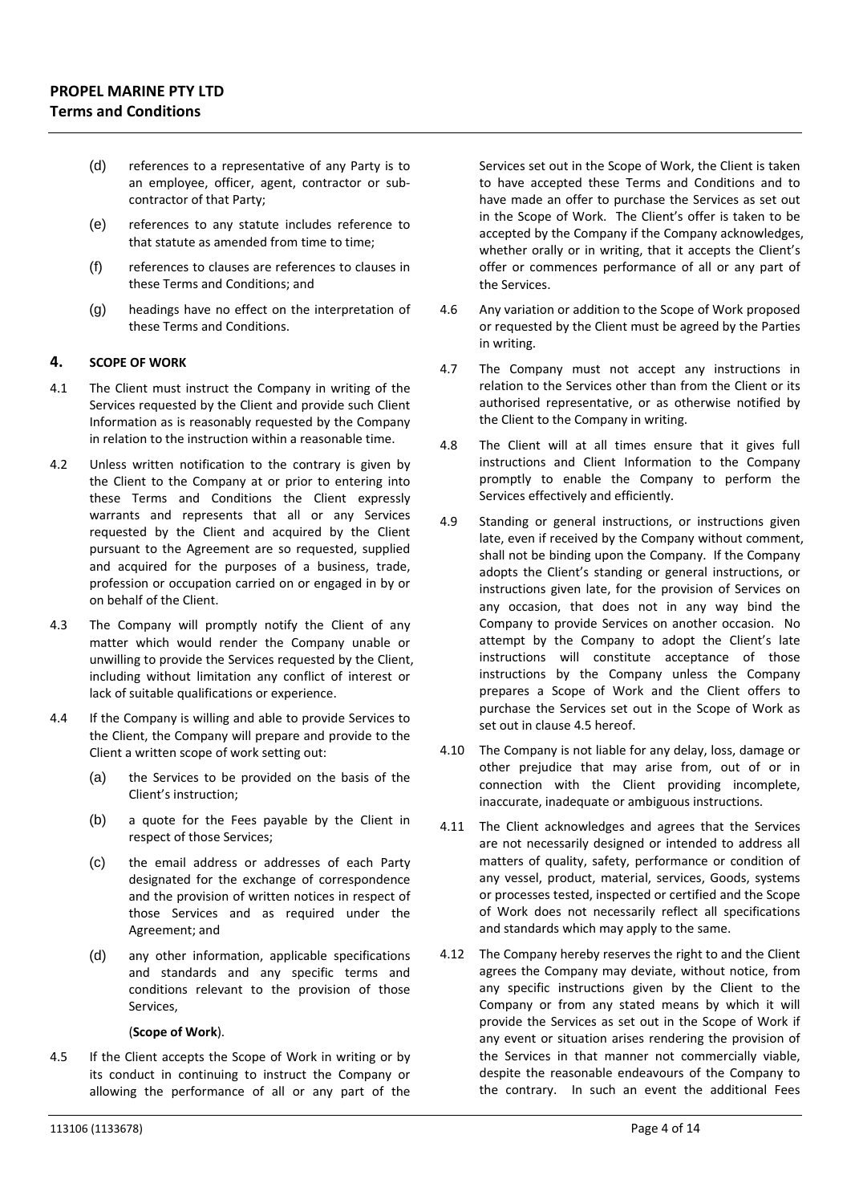(d) references to a representative of any Party is to an employee, officer, agent, contractor or sub-contractor of that Party;

(e) references to any statute includes reference to that statute as amended from time to time;

(f) references to clauses are references to clauses in these Terms and Conditions; and

(g) headings have no effect on the interpretation of these Terms and Conditions.

## 4. SCOPE OF WORK

4.1 The Client must instruct the Company in writing of the Services requested by the Client and provide such Client Information as is reasonably requested by the Company in relation to the instruction within a reasonable time.

4.2 Unless written notification to the contrary is given by the Client to the Company at or prior to entering into these Terms and Conditions the Client expressly warrants and represents that all or any Services requested by the Client and acquired by the Client pursuant to the Agreement are so requested, supplied and acquired for the purposes of a business, trade, profession or occupation carried on or engaged in by or on behalf of the Client.

4.3 The Company will promptly notify the Client of any matter which would render the Company unable or unwilling to provide the Services requested by the Client, including without limitation any conflict of interest or lack of suitable qualifications or experience.

4.4 If the Company is willing and able to provide Services to the Client, the Company will prepare and provide to the Client a written scope of work setting out:

(a) the Services to be provided on the basis of the Client's instruction;

(b) a quote for the Fees payable by the Client in respect of those Services;

(c) the email address or addresses of each Party designated for the exchange of correspondence and the provision of written notices in respect of those Services and as required under the Agreement; and

(d) any other information, applicable specifications and standards and any specific terms and conditions relevant to the provision of those Services,

(**Scope of Work**).

4.5 If the Client accepts the Scope of Work in writing or by its conduct in continuing to instruct the Company or allowing the performance of all or any part of the Services set out in the Scope of Work, the Client is taken to have accepted these Terms and Conditions and to have made an offer to purchase the Services as set out in the Scope of Work. The Client's offer is taken to be accepted by the Company if the Company acknowledges, whether orally or in writing, that it accepts the Client's offer or commences performance of all or any part of the Services.

4.6 Any variation or addition to the Scope of Work proposed or requested by the Client must be agreed by the Parties in writing.

4.7 The Company must not accept any instructions in relation to the Services other than from the Client or its authorised representative, or as otherwise notified by the Client to the Company in writing.

4.8 The Client will at all times ensure that it gives full instructions and Client Information to the Company promptly to enable the Company to perform the Services effectively and efficiently.

4.9 Standing or general instructions, or instructions given late, even if received by the Company without comment, shall not be binding upon the Company. If the Company adopts the Client's standing or general instructions, or instructions given late, for the provision of Services on any occasion, that does not in any way bind the Company to provide Services on another occasion. No attempt by the Company to adopt the Client's late instructions will constitute acceptance of those instructions by the Company unless the Company prepares a Scope of Work and the Client offers to purchase the Services set out in the Scope of Work as set out in clause 4.5 hereof.

4.10 The Company is not liable for any delay, loss, damage or other prejudice that may arise from, out of or in connection with the Client providing incomplete, inaccurate, inadequate or ambiguous instructions.

4.11 The Client acknowledges and agrees that the Services are not necessarily designed or intended to address all matters of quality, safety, performance or condition of any vessel, product, material, services, Goods, systems or processes tested, inspected or certified and the Scope of Work does not necessarily reflect all specifications and standards which may apply to the same.

4.12 The Company hereby reserves the right to and the Client agrees the Company may deviate, without notice, from any specific instructions given by the Client to the Company or from any stated means by which it will provide the Services as set out in the Scope of Work if any event or situation arises rendering the provision of the Services in that manner not commercially viable, despite the reasonable endeavours of the Company to the contrary. In such an event the additional Fees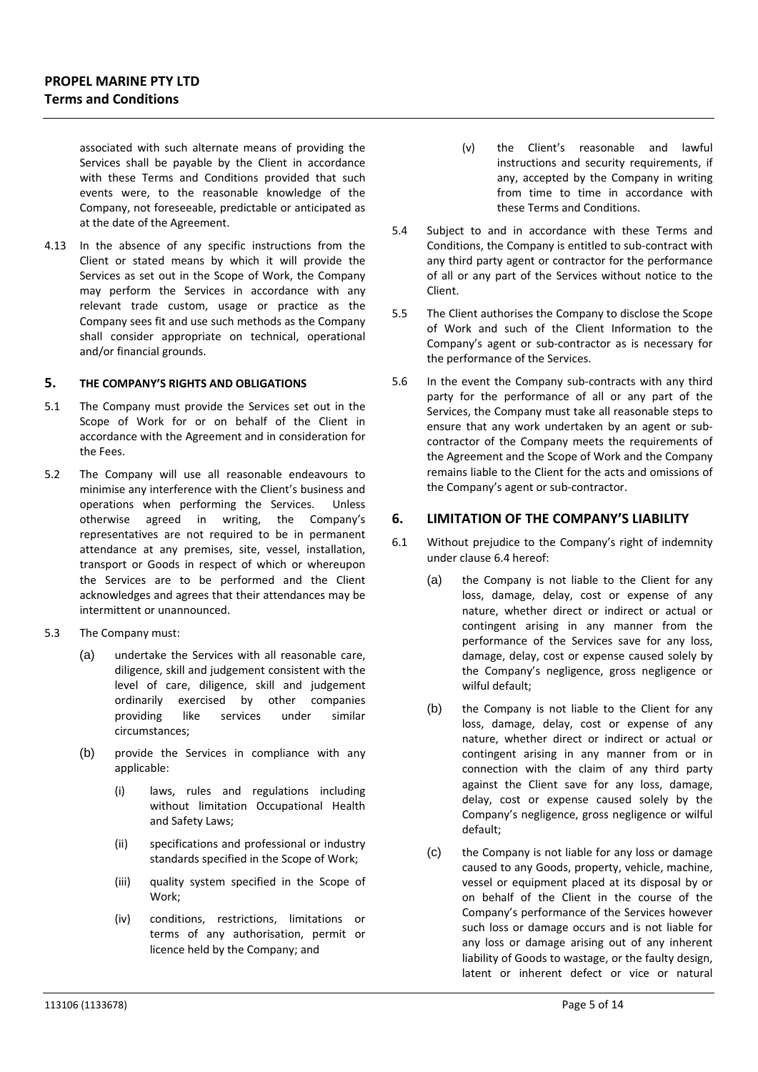associated with such alternate means of providing the Services shall be payable by the Client in accordance with these Terms and Conditions provided that such events were, to the reasonable knowledge of the Company, not foreseeable, predictable or anticipated as at the date of the Agreement.

4.13 In the absence of any specific instructions from the Client or stated means by which it will provide the Services as set out in the Scope of Work, the Company may perform the Services in accordance with any relevant trade custom, usage or practice as the Company sees fit and use such methods as the Company shall consider appropriate on technical, operational and/or financial grounds.

## 5. THE COMPANY'S RIGHTS AND OBLIGATIONS

5.1 The Company must provide the Services set out in the Scope of Work for or on behalf of the Client in accordance with the Agreement and in consideration for the Fees.

5.2 The Company will use all reasonable endeavours to minimise any interference with the Client's business and operations when performing the Services. Unless otherwise agreed in writing, the Company's representatives are not required to be in permanent attendance at any premises, site, vessel, installation, transport or Goods in respect of which or whereupon the Services are to be performed and the Client acknowledges and agrees that their attendances may be intermittent or unannounced.

5.3 The Company must:

(a) undertake the Services with all reasonable care, diligence, skill and judgement consistent with the level of care, diligence, skill and judgement ordinarily exercised by other companies providing like services under similar circumstances;

(b) provide the Services in compliance with any applicable:

(i) laws, rules and regulations including without limitation Occupational Health and Safety Laws;

(ii) specifications and professional or industry standards specified in the Scope of Work;

(iii) quality system specified in the Scope of Work;

(iv) conditions, restrictions, limitations or terms of any authorisation, permit or licence held by the Company; and

(v) the Client's reasonable and lawful instructions and security requirements, if any, accepted by the Company in writing from time to time in accordance with these Terms and Conditions.

5.4 Subject to and in accordance with these Terms and Conditions, the Company is entitled to sub-contract with any third party agent or contractor for the performance of all or any part of the Services without notice to the Client.

5.5 The Client authorises the Company to disclose the Scope of Work and such of the Client Information to the Company's agent or sub-contractor as is necessary for the performance of the Services.

5.6 In the event the Company sub-contracts with any third party for the performance of all or any part of the Services, the Company must take all reasonable steps to ensure that any work undertaken by an agent or sub-contractor of the Company meets the requirements of the Agreement and the Scope of Work and the Company remains liable to the Client for the acts and omissions of the Company's agent or sub-contractor.

## 6. LIMITATION OF THE COMPANY'S LIABILITY

6.1 Without prejudice to the Company's right of indemnity under clause 6.4 hereof:

(a) the Company is not liable to the Client for any loss, damage, delay, cost or expense of any nature, whether direct or indirect or actual or contingent arising in any manner from the performance of the Services save for any loss, damage, delay, cost or expense caused solely by the Company's negligence, gross negligence or wilful default;

(b) the Company is not liable to the Client for any loss, damage, delay, cost or expense of any nature, whether direct or indirect or actual or contingent arising in any manner from or in connection with the claim of any third party against the Client save for any loss, damage, delay, cost or expense caused solely by the Company's negligence, gross negligence or wilful default;

(c) the Company is not liable for any loss or damage caused to any Goods, property, vehicle, machine, vessel or equipment placed at its disposal by or on behalf of the Client in the course of the Company's performance of the Services however such loss or damage occurs and is not liable for any loss or damage arising out of any inherent liability of Goods to wastage, or the faulty design, latent or inherent defect or vice or natural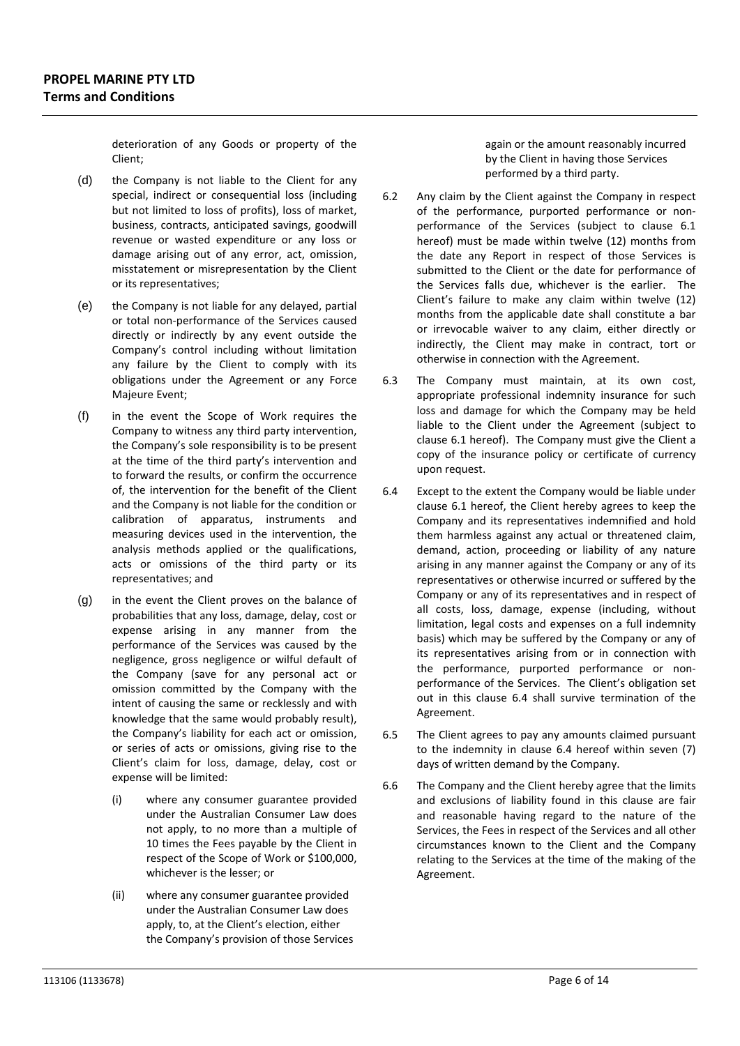deterioration of any Goods or property of the Client;

(d) the Company is not liable to the Client for any special, indirect or consequential loss (including but not limited to loss of profits), loss of market, business, contracts, anticipated savings, goodwill revenue or wasted expenditure or any loss or damage arising out of any error, act, omission, misstatement or misrepresentation by the Client or its representatives;

(e) the Company is not liable for any delayed, partial or total non-performance of the Services caused directly or indirectly by any event outside the Company's control including without limitation any failure by the Client to comply with its obligations under the Agreement or any Force Majeure Event;

(f) in the event the Scope of Work requires the Company to witness any third party intervention, the Company's sole responsibility is to be present at the time of the third party's intervention and to forward the results, or confirm the occurrence of, the intervention for the benefit of the Client and the Company is not liable for the condition or calibration of apparatus, instruments and measuring devices used in the intervention, the analysis methods applied or the qualifications, acts or omissions of the third party or its representatives; and

(g) in the event the Client proves on the balance of probabilities that any loss, damage, delay, cost or expense arising in any manner from the performance of the Services was caused by the negligence, gross negligence or wilful default of the Company (save for any personal act or omission committed by the Company with the intent of causing the same or recklessly and with knowledge that the same would probably result), the Company's liability for each act or omission, or series of acts or omissions, giving rise to the Client's claim for loss, damage, delay, cost or expense will be limited:

   (i) where any consumer guarantee provided under the Australian Consumer Law does not apply, to no more than a multiple of 10 times the Fees payable by the Client in respect of the Scope of Work or $100,000, whichever is the lesser; or

   (ii) where any consumer guarantee provided under the Australian Consumer Law does apply, to, at the Client's election, either the Company's provision of those Services again or the amount reasonably incurred by the Client in having those Services performed by a third party.

6.2 Any claim by the Client against the Company in respect of the performance, purported performance or non-performance of the Services (subject to clause 6.1 hereof) must be made within twelve (12) months from the date any Report in respect of those Services is submitted to the Client or the date for performance of the Services falls due, whichever is the earlier. The Client's failure to make any claim within twelve (12) months from the applicable date shall constitute a bar or irrevocable waiver to any claim, either directly or indirectly, the Client may make in contract, tort or otherwise in connection with the Agreement.

6.3 The Company must maintain, at its own cost, appropriate professional indemnity insurance for such loss and damage for which the Company may be held liable to the Client under the Agreement (subject to clause 6.1 hereof). The Company must give the Client a copy of the insurance policy or certificate of currency upon request.

6.4 Except to the extent the Company would be liable under clause 6.1 hereof, the Client hereby agrees to keep the Company and its representatives indemnified and hold them harmless against any actual or threatened claim, demand, action, proceeding or liability of any nature arising in any manner against the Company or any of its representatives or otherwise incurred or suffered by the Company or any of its representatives and in respect of all costs, loss, damage, expense (including, without limitation, legal costs and expenses on a full indemnity basis) which may be suffered by the Company or any of its representatives arising from or in connection with the performance, purported performance or non-performance of the Services. The Client's obligation set out in this clause 6.4 shall survive termination of the Agreement.

6.5 The Client agrees to pay any amounts claimed pursuant to the indemnity in clause 6.4 hereof within seven (7) days of written demand by the Company.

6.6 The Company and the Client hereby agree that the limits and exclusions of liability found in this clause are fair and reasonable having regard to the nature of the Services, the Fees in respect of the Services and all other circumstances known to the Client and the Company relating to the Services at the time of the making of the Agreement.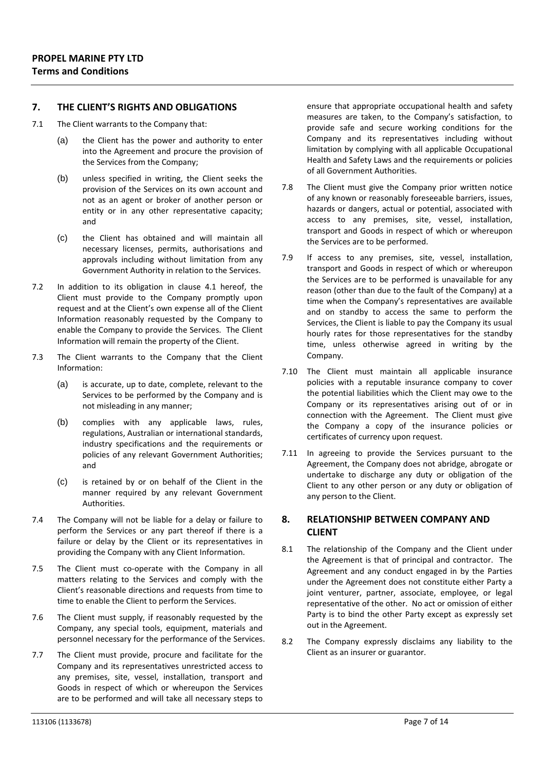## 7. THE CLIENT'S RIGHTS AND OBLIGATIONS

7.1 The Client warrants to the Company that:

(a) the Client has the power and authority to enter into the Agreement and procure the provision of the Services from the Company;

(b) unless specified in writing, the Client seeks the provision of the Services on its own account and not as an agent or broker of another person or entity or in any other representative capacity; and

(c) the Client has obtained and will maintain all necessary licenses, permits, authorisations and approvals including without limitation from any Government Authority in relation to the Services.

7.2 In addition to its obligation in clause 4.1 hereof, the Client must provide to the Company promptly upon request and at the Client's own expense all of the Client Information reasonably requested by the Company to enable the Company to provide the Services. The Client Information will remain the property of the Client.

7.3 The Client warrants to the Company that the Client Information:

(a) is accurate, up to date, complete, relevant to the Services to be performed by the Company and is not misleading in any manner;

(b) complies with any applicable laws, rules, regulations, Australian or international standards, industry specifications and the requirements or policies of any relevant Government Authorities; and

(c) is retained by or on behalf of the Client in the manner required by any relevant Government Authorities.

7.4 The Company will not be liable for a delay or failure to perform the Services or any part thereof if there is a failure or delay by the Client or its representatives in providing the Company with any Client Information.

7.5 The Client must co-operate with the Company in all matters relating to the Services and comply with the Client's reasonable directions and requests from time to time to enable the Client to perform the Services.

7.6 The Client must supply, if reasonably requested by the Company, any special tools, equipment, materials and personnel necessary for the performance of the Services.

7.7 The Client must provide, procure and facilitate for the Company and its representatives unrestricted access to any premises, site, vessel, installation, transport and Goods in respect of which or whereupon the Services are to be performed and will take all necessary steps to ensure that appropriate occupational health and safety measures are taken, to the Company's satisfaction, to provide safe and secure working conditions for the Company and its representatives including without limitation by complying with all applicable Occupational Health and Safety Laws and the requirements or policies of all Government Authorities.

7.8 The Client must give the Company prior written notice of any known or reasonably foreseeable barriers, issues, hazards or dangers, actual or potential, associated with access to any premises, site, vessel, installation, transport and Goods in respect of which or whereupon the Services are to be performed.

7.9 If access to any premises, site, vessel, installation, transport and Goods in respect of which or whereupon the Services are to be performed is unavailable for any reason (other than due to the fault of the Company) at a time when the Company's representatives are available and on standby to access the same to perform the Services, the Client is liable to pay the Company its usual hourly rates for those representatives for the standby time, unless otherwise agreed in writing by the Company.

7.10 The Client must maintain all applicable insurance policies with a reputable insurance company to cover the potential liabilities which the Client may owe to the Company or its representatives arising out of or in connection with the Agreement. The Client must give the Company a copy of the insurance policies or certificates of currency upon request.

7.11 In agreeing to provide the Services pursuant to the Agreement, the Company does not abridge, abrogate or undertake to discharge any duty or obligation of the Client to any other person or any duty or obligation of any person to the Client.

## 8. RELATIONSHIP BETWEEN COMPANY AND CLIENT

8.1 The relationship of the Company and the Client under the Agreement is that of principal and contractor. The Agreement and any conduct engaged in by the Parties under the Agreement does not constitute either Party a joint venturer, partner, associate, employee, or legal representative of the other. No act or omission of either Party is to bind the other Party except as expressly set out in the Agreement.

8.2 The Company expressly disclaims any liability to the Client as an insurer or guarantor.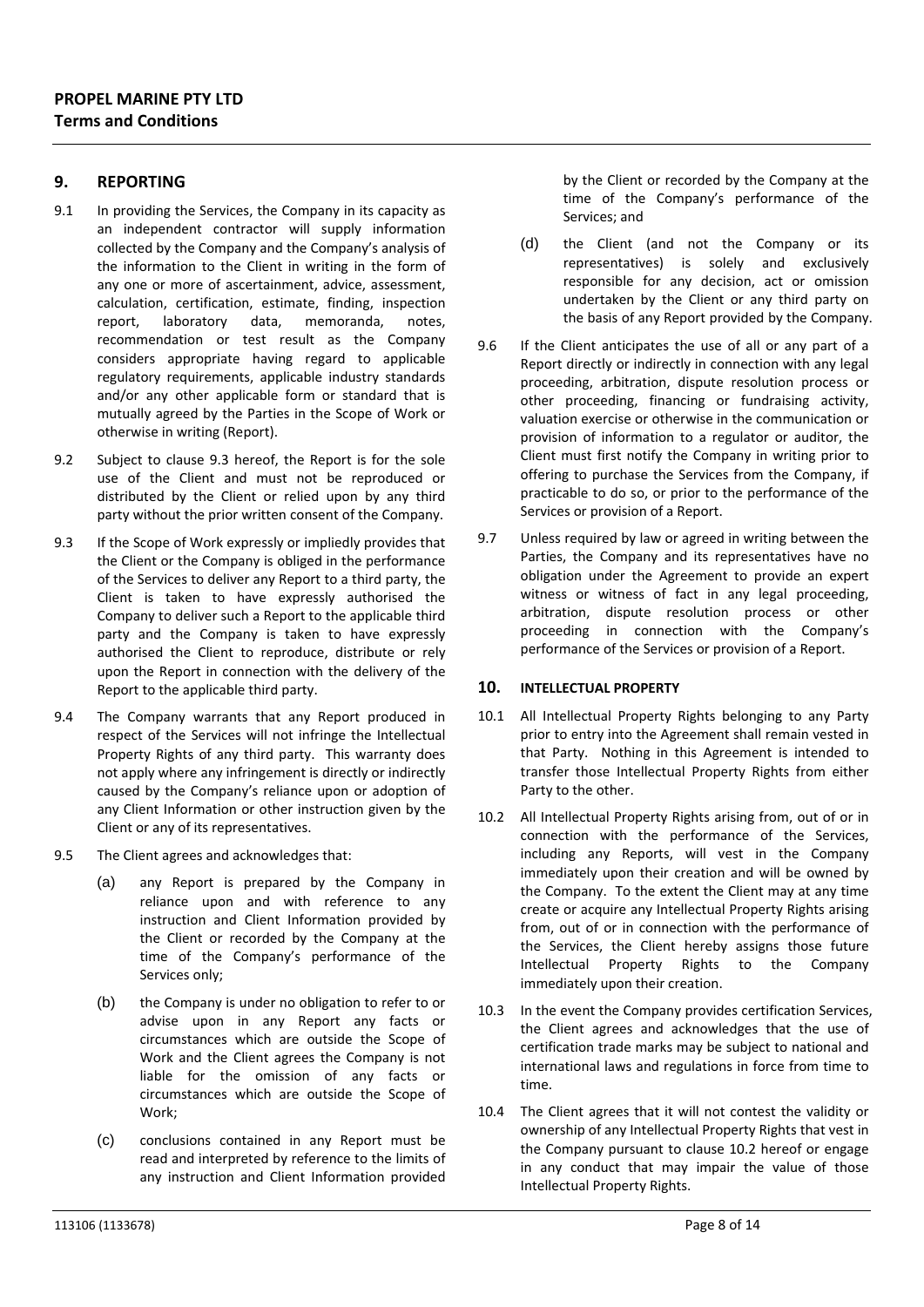## 9. REPORTING

9.1 In providing the Services, the Company in its capacity as an independent contractor will supply information collected by the Company and the Company's analysis of the information to the Client in writing in the form of any one or more of ascertainment, advice, assessment, calculation, certification, estimate, finding, inspection report, laboratory data, memoranda, notes, recommendation or test result as the Company considers appropriate having regard to applicable regulatory requirements, applicable industry standards and/or any other applicable form or standard that is mutually agreed by the Parties in the Scope of Work or otherwise in writing (Report).

9.2 Subject to clause 9.3 hereof, the Report is for the sole use of the Client and must not be reproduced or distributed by the Client or relied upon by any third party without the prior written consent of the Company.

9.3 If the Scope of Work expressly or impliedly provides that the Client or the Company is obliged in the performance of the Services to deliver any Report to a third party, the Client is taken to have expressly authorised the Company to deliver such a Report to the applicable third party and the Company is taken to have expressly authorised the Client to reproduce, distribute or rely upon the Report in connection with the delivery of the Report to the applicable third party.

9.4 The Company warrants that any Report produced in respect of the Services will not infringe the Intellectual Property Rights of any third party. This warranty does not apply where any infringement is directly or indirectly caused by the Company's reliance upon or adoption of any Client Information or other instruction given by the Client or any of its representatives.

9.5 The Client agrees and acknowledges that:

(a) any Report is prepared by the Company in reliance upon and with reference to any instruction and Client Information provided by the Client or recorded by the Company at the time of the Company's performance of the Services only;

(b) the Company is under no obligation to refer to or advise upon in any Report any facts or circumstances which are outside the Scope of Work and the Client agrees the Company is not liable for the omission of any facts or circumstances which are outside the Scope of Work;

(c) conclusions contained in any Report must be read and interpreted by reference to the limits of any instruction and Client Information provided by the Client or recorded by the Company at the time of the Company's performance of the Services; and

(d) the Client (and not the Company or its representatives) is solely and exclusively responsible for any decision, act or omission undertaken by the Client or any third party on the basis of any Report provided by the Company.

9.6 If the Client anticipates the use of all or any part of a Report directly or indirectly in connection with any legal proceeding, arbitration, dispute resolution process or other proceeding, financing or fundraising activity, valuation exercise or otherwise in the communication or provision of information to a regulator or auditor, the Client must first notify the Company in writing prior to offering to purchase the Services from the Company, if practicable to do so, or prior to the performance of the Services or provision of a Report.

9.7 Unless required by law or agreed in writing between the Parties, the Company and its representatives have no obligation under the Agreement to provide an expert witness or witness of fact in any legal proceeding, arbitration, dispute resolution process or other proceeding in connection with the Company's performance of the Services or provision of a Report.

## 10. INTELLECTUAL PROPERTY

10.1 All Intellectual Property Rights belonging to any Party prior to entry into the Agreement shall remain vested in that Party. Nothing in this Agreement is intended to transfer those Intellectual Property Rights from either Party to the other.

10.2 All Intellectual Property Rights arising from, out of or in connection with the performance of the Services, including any Reports, will vest in the Company immediately upon their creation and will be owned by the Company. To the extent the Client may at any time create or acquire any Intellectual Property Rights arising from, out of or in connection with the performance of the Services, the Client hereby assigns those future Intellectual Property Rights to the Company immediately upon their creation.

10.3 In the event the Company provides certification Services, the Client agrees and acknowledges that the use of certification trade marks may be subject to national and international laws and regulations in force from time to time.

10.4 The Client agrees that it will not contest the validity or ownership of any Intellectual Property Rights that vest in the Company pursuant to clause 10.2 hereof or engage in any conduct that may impair the value of those Intellectual Property Rights.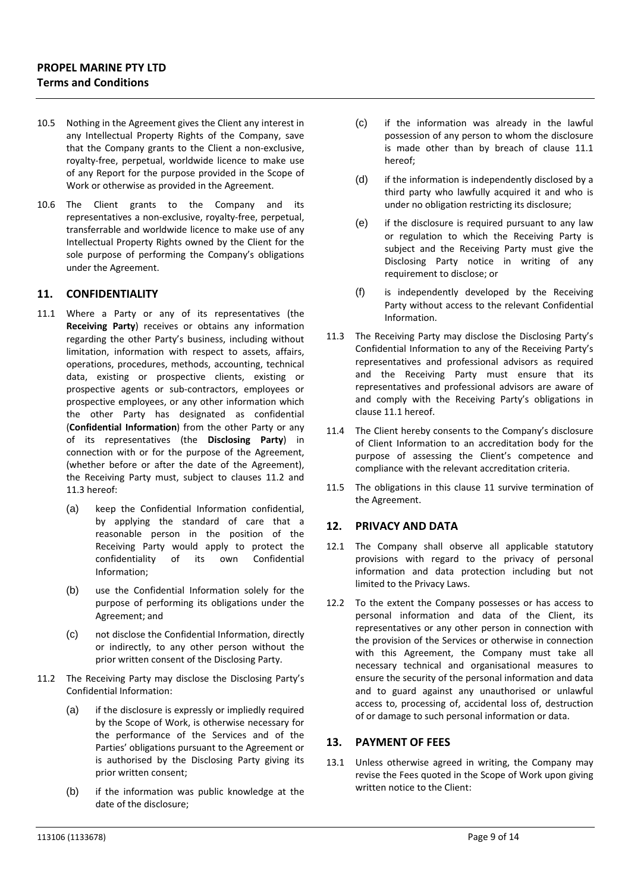10.5 Nothing in the Agreement gives the Client any interest in any Intellectual Property Rights of the Company, save that the Company grants to the Client a non-exclusive, royalty-free, perpetual, worldwide licence to make use of any Report for the purpose provided in the Scope of Work or otherwise as provided in the Agreement.

10.6 The Client grants to the Company and its representatives a non-exclusive, royalty-free, perpetual, transferrable and worldwide licence to make use of any Intellectual Property Rights owned by the Client for the sole purpose of performing the Company's obligations under the Agreement.

## 11. CONFIDENTIALITY

11.1 Where a Party or any of its representatives (the **Receiving Party**) receives or obtains any information regarding the other Party's business, including without limitation, information with respect to assets, affairs, operations, procedures, methods, accounting, technical data, existing or prospective clients, existing or prospective agents or sub-contractors, employees or prospective employees, or any other information which the other Party has designated as confidential (**Confidential Information**) from the other Party or any of its representatives (the **Disclosing Party**) in connection with or for the purpose of the Agreement, (whether before or after the date of the Agreement), the Receiving Party must, subject to clauses 11.2 and 11.3 hereof:

(a) keep the Confidential Information confidential, by applying the standard of care that a reasonable person in the position of the Receiving Party would apply to protect the confidentiality of its own Confidential Information;

(b) use the Confidential Information solely for the purpose of performing its obligations under the Agreement; and

(c) not disclose the Confidential Information, directly or indirectly, to any other person without the prior written consent of the Disclosing Party.

11.2 The Receiving Party may disclose the Disclosing Party's Confidential Information:

(a) if the disclosure is expressly or impliedly required by the Scope of Work, is otherwise necessary for the performance of the Services and of the Parties' obligations pursuant to the Agreement or is authorised by the Disclosing Party giving its prior written consent;

(b) if the information was public knowledge at the date of the disclosure;

(c) if the information was already in the lawful possession of any person to whom the disclosure is made other than by breach of clause 11.1 hereof;

(d) if the information is independently disclosed by a third party who lawfully acquired it and who is under no obligation restricting its disclosure;

(e) if the disclosure is required pursuant to any law or regulation to which the Receiving Party is subject and the Receiving Party must give the Disclosing Party notice in writing of any requirement to disclose; or

(f) is independently developed by the Receiving Party without access to the relevant Confidential Information.

11.3 The Receiving Party may disclose the Disclosing Party's Confidential Information to any of the Receiving Party's representatives and professional advisors as required and the Receiving Party must ensure that its representatives and professional advisors are aware of and comply with the Receiving Party's obligations in clause 11.1 hereof.

11.4 The Client hereby consents to the Company's disclosure of Client Information to an accreditation body for the purpose of assessing the Client's competence and compliance with the relevant accreditation criteria.

11.5 The obligations in this clause 11 survive termination of the Agreement.

## 12. PRIVACY AND DATA

12.1 The Company shall observe all applicable statutory provisions with regard to the privacy of personal information and data protection including but not limited to the Privacy Laws.

12.2 To the extent the Company possesses or has access to personal information and data of the Client, its representatives or any other person in connection with the provision of the Services or otherwise in connection with this Agreement, the Company must take all necessary technical and organisational measures to ensure the security of the personal information and data and to guard against any unauthorised or unlawful access to, processing of, accidental loss of, destruction of or damage to such personal information or data.

## 13. PAYMENT OF FEES

13.1 Unless otherwise agreed in writing, the Company may revise the Fees quoted in the Scope of Work upon giving written notice to the Client: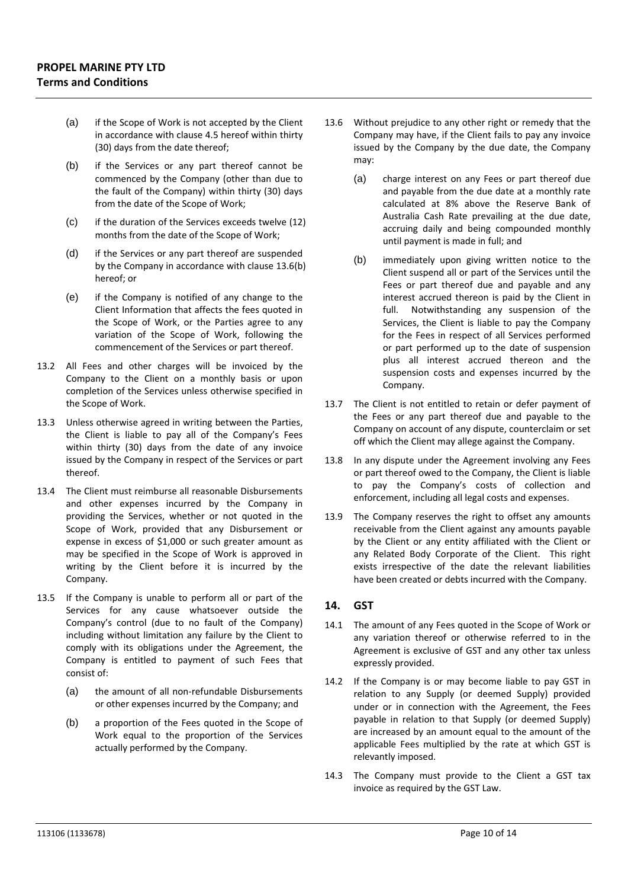(a) if the Scope of Work is not accepted by the Client in accordance with clause 4.5 hereof within thirty (30) days from the date thereof;

(b) if the Services or any part thereof cannot be commenced by the Company (other than due to the fault of the Company) within thirty (30) days from the date of the Scope of Work;

(c) if the duration of the Services exceeds twelve (12) months from the date of the Scope of Work;

(d) if the Services or any part thereof are suspended by the Company in accordance with clause 13.6(b) hereof; or

(e) if the Company is notified of any change to the Client Information that affects the fees quoted in the Scope of Work, or the Parties agree to any variation of the Scope of Work, following the commencement of the Services or part thereof.

13.2 All Fees and other charges will be invoiced by the Company to the Client on a monthly basis or upon completion of the Services unless otherwise specified in the Scope of Work.

13.3 Unless otherwise agreed in writing between the Parties, the Client is liable to pay all of the Company's Fees within thirty (30) days from the date of any invoice issued by the Company in respect of the Services or part thereof.

13.4 The Client must reimburse all reasonable Disbursements and other expenses incurred by the Company in providing the Services, whether or not quoted in the Scope of Work, provided that any Disbursement or expense in excess of $1,000 or such greater amount as may be specified in the Scope of Work is approved in writing by the Client before it is incurred by the Company.

13.5 If the Company is unable to perform all or part of the Services for any cause whatsoever outside the Company's control (due to no fault of the Company) including without limitation any failure by the Client to comply with its obligations under the Agreement, the Company is entitled to payment of such Fees that consist of:

(a) the amount of all non-refundable Disbursements or other expenses incurred by the Company; and

(b) a proportion of the Fees quoted in the Scope of Work equal to the proportion of the Services actually performed by the Company.

13.6 Without prejudice to any other right or remedy that the Company may have, if the Client fails to pay any invoice issued by the Company by the due date, the Company may:

(a) charge interest on any Fees or part thereof due and payable from the due date at a monthly rate calculated at 8% above the Reserve Bank of Australia Cash Rate prevailing at the due date, accruing daily and being compounded monthly until payment is made in full; and

(b) immediately upon giving written notice to the Client suspend all or part of the Services until the Fees or part thereof due and payable and any interest accrued thereon is paid by the Client in full. Notwithstanding any suspension of the Services, the Client is liable to pay the Company for the Fees in respect of all Services performed or part performed up to the date of suspension plus all interest accrued thereon and the suspension costs and expenses incurred by the Company.

13.7 The Client is not entitled to retain or defer payment of the Fees or any part thereof due and payable to the Company on account of any dispute, counterclaim or set off which the Client may allege against the Company.

13.8 In any dispute under the Agreement involving any Fees or part thereof owed to the Company, the Client is liable to pay the Company's costs of collection and enforcement, including all legal costs and expenses.

13.9 The Company reserves the right to offset any amounts receivable from the Client against any amounts payable by the Client or any entity affiliated with the Client or any Related Body Corporate of the Client. This right exists irrespective of the date the relevant liabilities have been created or debts incurred with the Company.

## 14. GST

14.1 The amount of any Fees quoted in the Scope of Work or any variation thereof or otherwise referred to in the Agreement is exclusive of GST and any other tax unless expressly provided.

14.2 If the Company is or may become liable to pay GST in relation to any Supply (or deemed Supply) provided under or in connection with the Agreement, the Fees payable in relation to that Supply (or deemed Supply) are increased by an amount equal to the amount of the applicable Fees multiplied by the rate at which GST is relevantly imposed.

14.3 The Company must provide to the Client a GST tax invoice as required by the GST Law.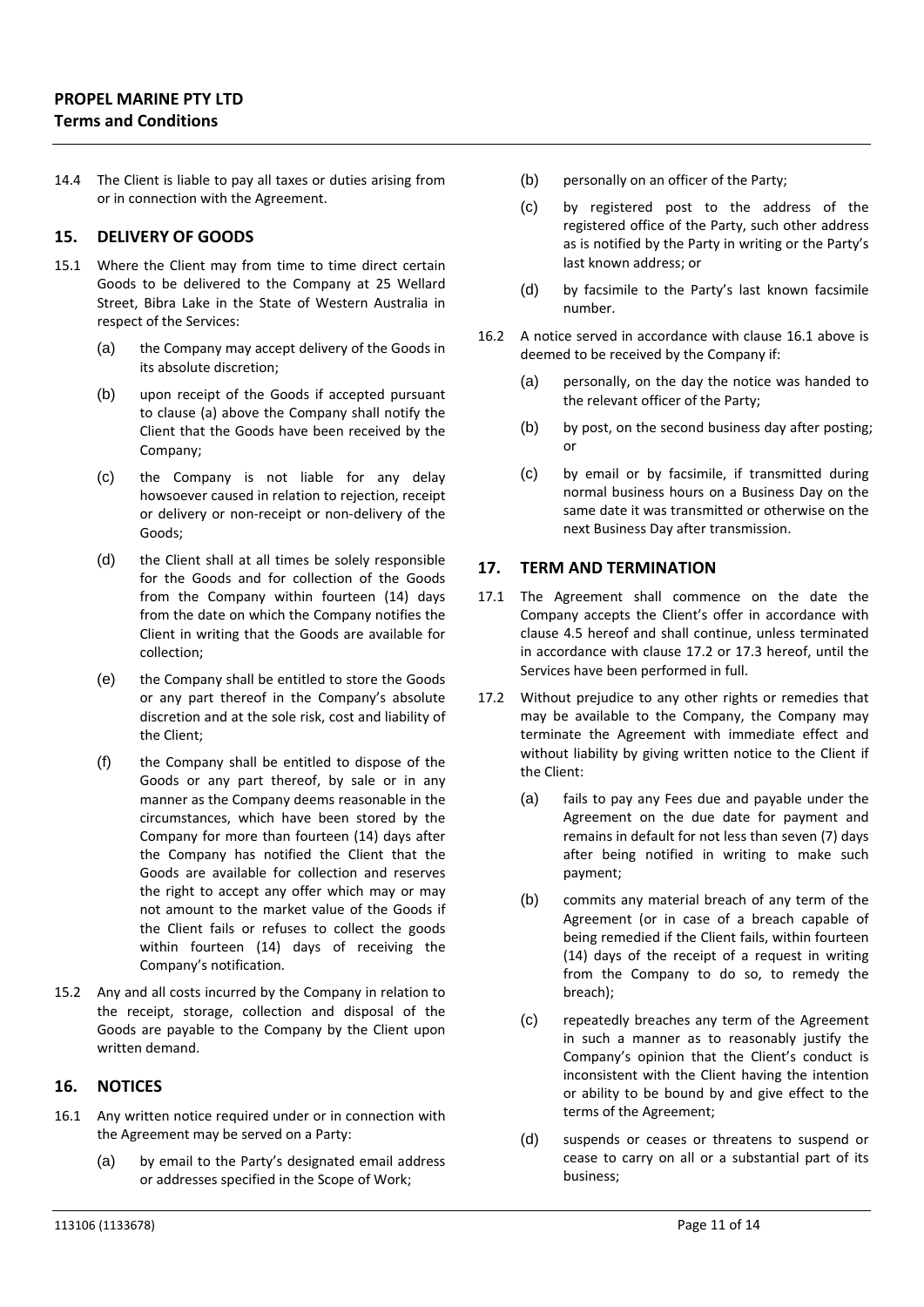14.4 The Client is liable to pay all taxes or duties arising from or in connection with the Agreement.

## 15. DELIVERY OF GOODS

15.1 Where the Client may from time to time direct certain Goods to be delivered to the Company at 25 Wellard Street, Bibra Lake in the State of Western Australia in respect of the Services:

(a) the Company may accept delivery of the Goods in its absolute discretion;

(b) upon receipt of the Goods if accepted pursuant to clause (a) above the Company shall notify the Client that the Goods have been received by the Company;

(c) the Company is not liable for any delay howsoever caused in relation to rejection, receipt or delivery or non-receipt or non-delivery of the Goods;

(d) the Client shall at all times be solely responsible for the Goods and for collection of the Goods from the Company within fourteen (14) days from the date on which the Company notifies the Client in writing that the Goods are available for collection;

(e) the Company shall be entitled to store the Goods or any part thereof in the Company's absolute discretion and at the sole risk, cost and liability of the Client;

(f) the Company shall be entitled to dispose of the Goods or any part thereof, by sale or in any manner as the Company deems reasonable in the circumstances, which have been stored by the Company for more than fourteen (14) days after the Company has notified the Client that the Goods are available for collection and reserves the right to accept any offer which may or may not amount to the market value of the Goods if the Client fails or refuses to collect the goods within fourteen (14) days of receiving the Company's notification.

15.2 Any and all costs incurred by the Company in relation to the receipt, storage, collection and disposal of the Goods are payable to the Company by the Client upon written demand.

## 16. NOTICES

16.1 Any written notice required under or in connection with the Agreement may be served on a Party:

(a) by email to the Party's designated email address or addresses specified in the Scope of Work;

(b) personally on an officer of the Party;

(c) by registered post to the address of the registered office of the Party, such other address as is notified by the Party in writing or the Party's last known address; or

(d) by facsimile to the Party's last known facsimile number.

16.2 A notice served in accordance with clause 16.1 above is deemed to be received by the Company if:

(a) personally, on the day the notice was handed to the relevant officer of the Party;

(b) by post, on the second business day after posting; or

(c) by email or by facsimile, if transmitted during normal business hours on a Business Day on the same date it was transmitted or otherwise on the next Business Day after transmission.

## 17. TERM AND TERMINATION

17.1 The Agreement shall commence on the date the Company accepts the Client's offer in accordance with clause 4.5 hereof and shall continue, unless terminated in accordance with clause 17.2 or 17.3 hereof, until the Services have been performed in full.

17.2 Without prejudice to any other rights or remedies that may be available to the Company, the Company may terminate the Agreement with immediate effect and without liability by giving written notice to the Client if the Client:

(a) fails to pay any Fees due and payable under the Agreement on the due date for payment and remains in default for not less than seven (7) days after being notified in writing to make such payment;

(b) commits any material breach of any term of the Agreement (or in case of a breach capable of being remedied if the Client fails, within fourteen (14) days of the receipt of a request in writing from the Company to do so, to remedy the breach);

(c) repeatedly breaches any term of the Agreement in such a manner as to reasonably justify the Company's opinion that the Client's conduct is inconsistent with the Client having the intention or ability to be bound by and give effect to the terms of the Agreement;

(d) suspends or ceases or threatens to suspend or cease to carry on all or a substantial part of its business;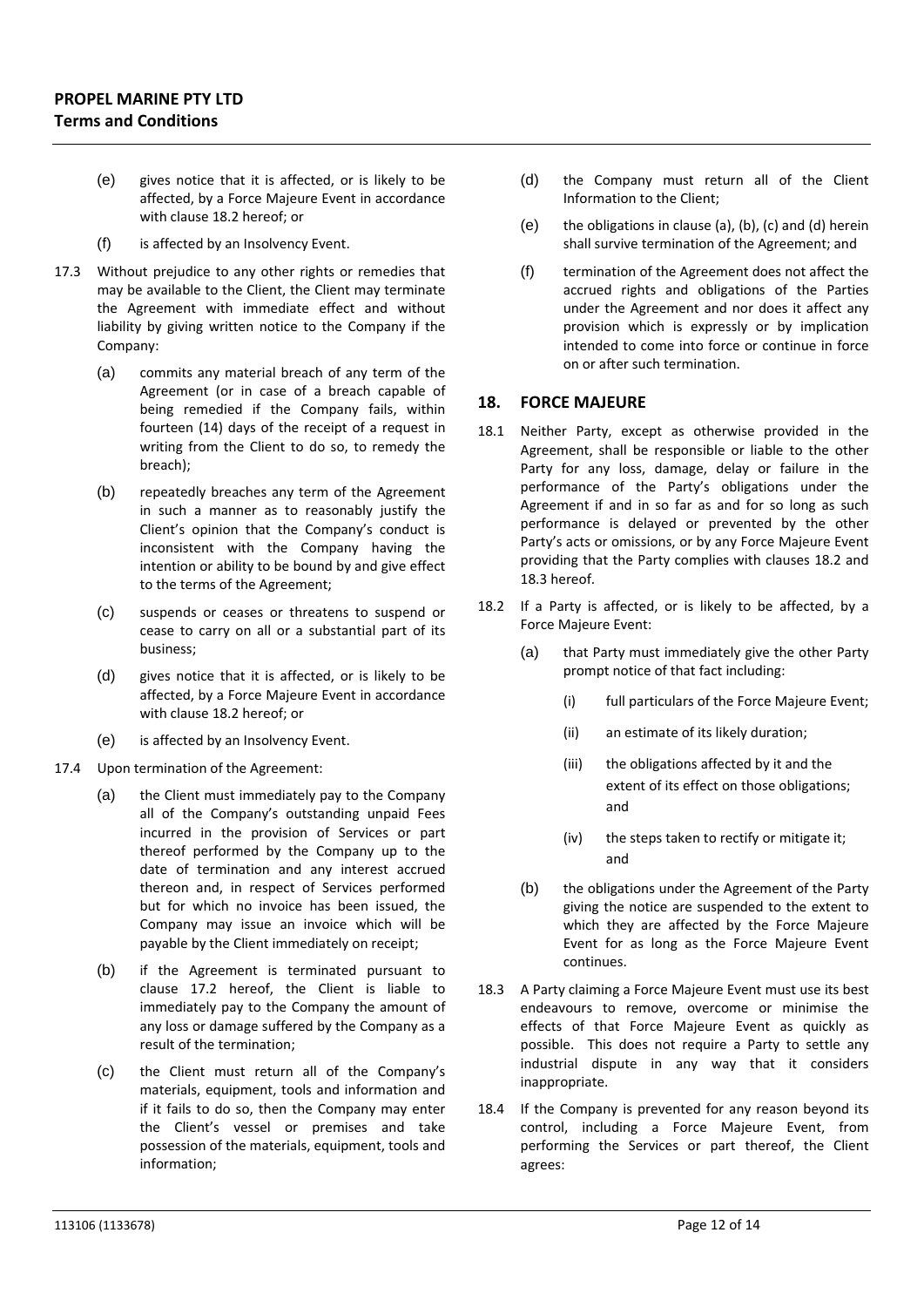(e) gives notice that it is affected, or is likely to be affected, by a Force Majeure Event in accordance with clause 18.2 hereof; or

(f) is affected by an Insolvency Event.

17.3 Without prejudice to any other rights or remedies that may be available to the Client, the Client may terminate the Agreement with immediate effect and without liability by giving written notice to the Company if the Company:

(a) commits any material breach of any term of the Agreement (or in case of a breach capable of being remedied if the Company fails, within fourteen (14) days of the receipt of a request in writing from the Client to do so, to remedy the breach);

(b) repeatedly breaches any term of the Agreement in such a manner as to reasonably justify the Client's opinion that the Company's conduct is inconsistent with the Company having the intention or ability to be bound by and give effect to the terms of the Agreement;

(c) suspends or ceases or threatens to suspend or cease to carry on all or a substantial part of its business;

(d) gives notice that it is affected, or is likely to be affected, by a Force Majeure Event in accordance with clause 18.2 hereof; or

(e) is affected by an Insolvency Event.

17.4 Upon termination of the Agreement:

(a) the Client must immediately pay to the Company all of the Company's outstanding unpaid Fees incurred in the provision of Services or part thereof performed by the Company up to the date of termination and any interest accrued thereon and, in respect of Services performed but for which no invoice has been issued, the Company may issue an invoice which will be payable by the Client immediately on receipt;

(b) if the Agreement is terminated pursuant to clause 17.2 hereof, the Client is liable to immediately pay to the Company the amount of any loss or damage suffered by the Company as a result of the termination;

(c) the Client must return all of the Company's materials, equipment, tools and information and if it fails to do so, then the Company may enter the Client's vessel or premises and take possession of the materials, equipment, tools and information;

(d) the Company must return all of the Client Information to the Client;

(e) the obligations in clause (a), (b), (c) and (d) herein shall survive termination of the Agreement; and

(f) termination of the Agreement does not affect the accrued rights and obligations of the Parties under the Agreement and nor does it affect any provision which is expressly or by implication intended to come into force or continue in force on or after such termination.

## 18. FORCE MAJEURE

18.1 Neither Party, except as otherwise provided in the Agreement, shall be responsible or liable to the other Party for any loss, damage, delay or failure in the performance of the Party's obligations under the Agreement if and in so far as and for so long as such performance is delayed or prevented by the other Party's acts or omissions, or by any Force Majeure Event providing that the Party complies with clauses 18.2 and 18.3 hereof.

18.2 If a Party is affected, or is likely to be affected, by a Force Majeure Event:

(a) that Party must immediately give the other Party prompt notice of that fact including:

(i) full particulars of the Force Majeure Event;

(ii) an estimate of its likely duration;

(iii) the obligations affected by it and the extent of its effect on those obligations; and

(iv) the steps taken to rectify or mitigate it; and

(b) the obligations under the Agreement of the Party giving the notice are suspended to the extent to which they are affected by the Force Majeure Event for as long as the Force Majeure Event continues.

18.3 A Party claiming a Force Majeure Event must use its best endeavours to remove, overcome or minimise the effects of that Force Majeure Event as quickly as possible. This does not require a Party to settle any industrial dispute in any way that it considers inappropriate.

18.4 If the Company is prevented for any reason beyond its control, including a Force Majeure Event, from performing the Services or part thereof, the Client agrees: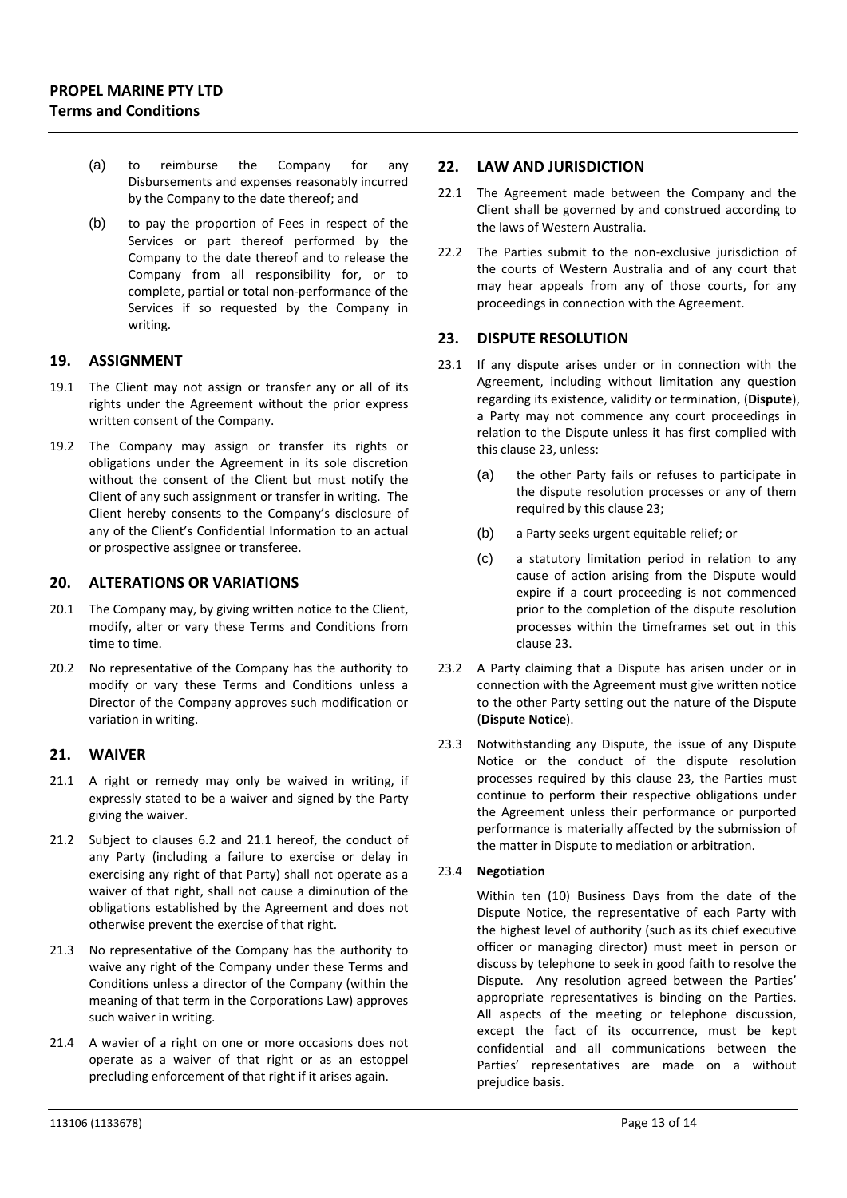(a) to reimburse the Company for any Disbursements and expenses reasonably incurred by the Company to the date thereof; and

(b) to pay the proportion of Fees in respect of the Services or part thereof performed by the Company to the date thereof and to release the Company from all responsibility for, or to complete, partial or total non-performance of the Services if so requested by the Company in writing.

## 19. ASSIGNMENT

19.1 The Client may not assign or transfer any or all of its rights under the Agreement without the prior express written consent of the Company.

19.2 The Company may assign or transfer its rights or obligations under the Agreement in its sole discretion without the consent of the Client but must notify the Client of any such assignment or transfer in writing. The Client hereby consents to the Company's disclosure of any of the Client's Confidential Information to an actual or prospective assignee or transferee.

## 20. ALTERATIONS OR VARIATIONS

20.1 The Company may, by giving written notice to the Client, modify, alter or vary these Terms and Conditions from time to time.

20.2 No representative of the Company has the authority to modify or vary these Terms and Conditions unless a Director of the Company approves such modification or variation in writing.

## 21. WAIVER

21.1 A right or remedy may only be waived in writing, if expressly stated to be a waiver and signed by the Party giving the waiver.

21.2 Subject to clauses 6.2 and 21.1 hereof, the conduct of any Party (including a failure to exercise or delay in exercising any right of that Party) shall not operate as a waiver of that right, shall not cause a diminution of the obligations established by the Agreement and does not otherwise prevent the exercise of that right.

21.3 No representative of the Company has the authority to waive any right of the Company under these Terms and Conditions unless a director of the Company (within the meaning of that term in the Corporations Law) approves such waiver in writing.

21.4 A wavier of a right on one or more occasions does not operate as a waiver of that right or as an estoppel precluding enforcement of that right if it arises again.

## 22. LAW AND JURISDICTION

22.1 The Agreement made between the Company and the Client shall be governed by and construed according to the laws of Western Australia.

22.2 The Parties submit to the non-exclusive jurisdiction of the courts of Western Australia and of any court that may hear appeals from any of those courts, for any proceedings in connection with the Agreement.

## 23. DISPUTE RESOLUTION

23.1 If any dispute arises under or in connection with the Agreement, including without limitation any question regarding its existence, validity or termination, (**Dispute**), a Party may not commence any court proceedings in relation to the Dispute unless it has first complied with this clause 23, unless:

(a) the other Party fails or refuses to participate in the dispute resolution processes or any of them required by this clause 23;

(b) a Party seeks urgent equitable relief; or

(c) a statutory limitation period in relation to any cause of action arising from the Dispute would expire if a court proceeding is not commenced prior to the completion of the dispute resolution processes within the timeframes set out in this clause 23.

23.2 A Party claiming that a Dispute has arisen under or in connection with the Agreement must give written notice to the other Party setting out the nature of the Dispute (**Dispute Notice**).

23.3 Notwithstanding any Dispute, the issue of any Dispute Notice or the conduct of the dispute resolution processes required by this clause 23, the Parties must continue to perform their respective obligations under the Agreement unless their performance or purported performance is materially affected by the submission of the matter in Dispute to mediation or arbitration.

23.4 **Negotiation**

Within ten (10) Business Days from the date of the Dispute Notice, the representative of each Party with the highest level of authority (such as its chief executive officer or managing director) must meet in person or discuss by telephone to seek in good faith to resolve the Dispute. Any resolution agreed between the Parties' appropriate representatives is binding on the Parties. All aspects of the meeting or telephone discussion, except the fact of its occurrence, must be kept confidential and all communications between the Parties' representatives are made on a without prejudice basis.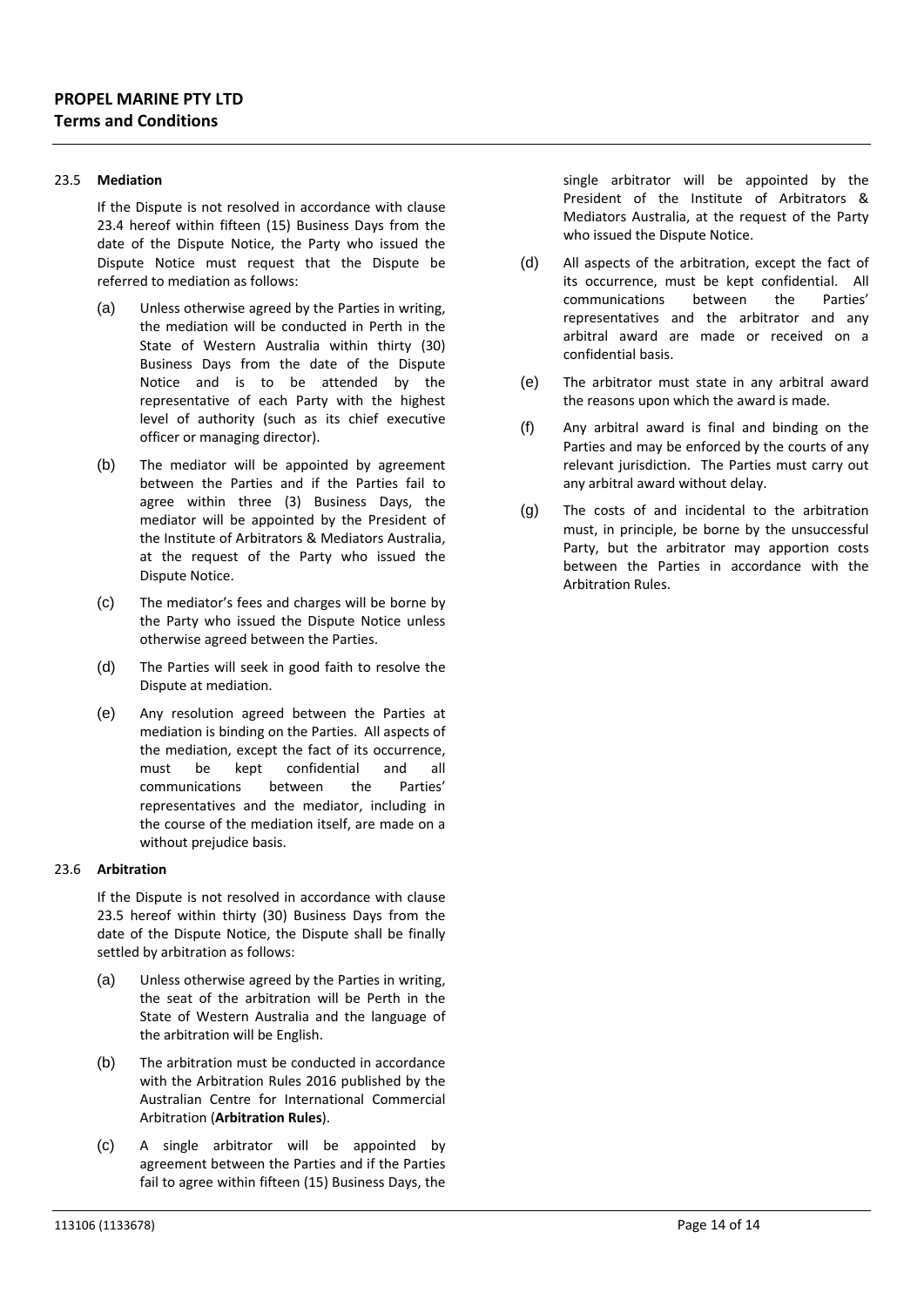#### 23.5 **Mediation**

If the Dispute is not resolved in accordance with clause 23.4 hereof within fifteen (15) Business Days from the date of the Dispute Notice, the Party who issued the Dispute Notice must request that the Dispute be referred to mediation as follows:

(a) Unless otherwise agreed by the Parties in writing, the mediation will be conducted in Perth in the State of Western Australia within thirty (30) Business Days from the date of the Dispute Notice and is to be attended by the representative of each Party with the highest level of authority (such as its chief executive officer or managing director).

(b) The mediator will be appointed by agreement between the Parties and if the Parties fail to agree within three (3) Business Days, the mediator will be appointed by the President of the Institute of Arbitrators & Mediators Australia, at the request of the Party who issued the Dispute Notice.

(c) The mediator's fees and charges will be borne by the Party who issued the Dispute Notice unless otherwise agreed between the Parties.

(d) The Parties will seek in good faith to resolve the Dispute at mediation.

(e) Any resolution agreed between the Parties at mediation is binding on the Parties. All aspects of the mediation, except the fact of its occurrence, must be kept confidential and all communications between the Parties' representatives and the mediator, including in the course of the mediation itself, are made on a without prejudice basis.

#### 23.6 **Arbitration**

If the Dispute is not resolved in accordance with clause 23.5 hereof within thirty (30) Business Days from the date of the Dispute Notice, the Dispute shall be finally settled by arbitration as follows:

(a) Unless otherwise agreed by the Parties in writing, the seat of the arbitration will be Perth in the State of Western Australia and the language of the arbitration will be English.

(b) The arbitration must be conducted in accordance with the Arbitration Rules 2016 published by the Australian Centre for International Commercial Arbitration (**Arbitration Rules**).

(c) A single arbitrator will be appointed by agreement between the Parties and if the Parties fail to agree within fifteen (15) Business Days, the single arbitrator will be appointed by the President of the Institute of Arbitrators & Mediators Australia, at the request of the Party who issued the Dispute Notice.

(d) All aspects of the arbitration, except the fact of its occurrence, must be kept confidential. All communications between the Parties' representatives and the arbitrator and any arbitral award are made or received on a confidential basis.

(e) The arbitrator must state in any arbitral award the reasons upon which the award is made.

(f) Any arbitral award is final and binding on the Parties and may be enforced by the courts of any relevant jurisdiction. The Parties must carry out any arbitral award without delay.

(g) The costs of and incidental to the arbitration must, in principle, be borne by the unsuccessful Party, but the arbitrator may apportion costs between the Parties in accordance with the Arbitration Rules.